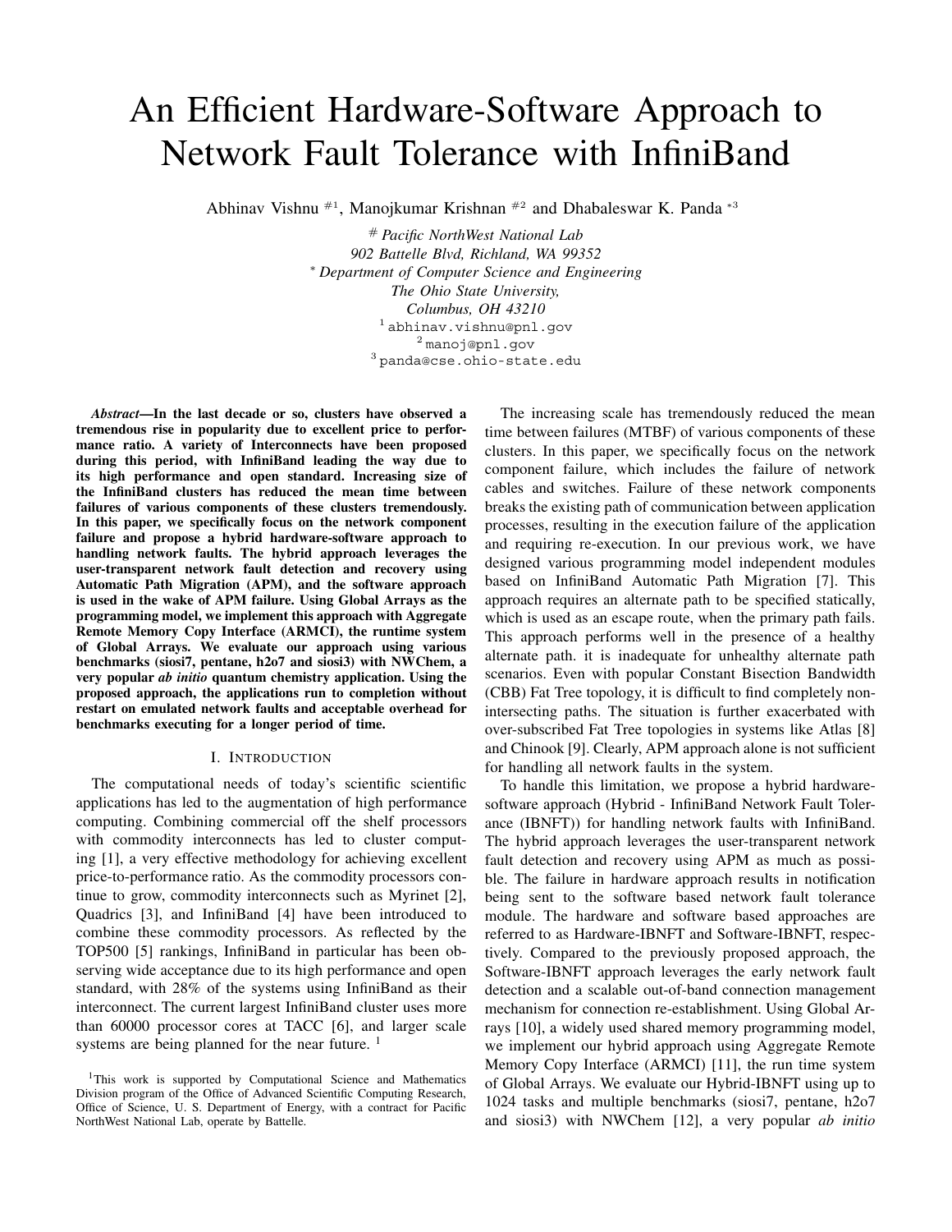# An Efficient Hardware-Software Approach to Network Fault Tolerance with InfiniBand

Abhinav Vishnu [#1], Manojkumar Krishnan [#2] and Dhabaleswar K. Panda [*3]

[#] *Pacific NorthWest National Lab*
*902 Battelle Blvd, Richland, WA 99352*

[*] *Department of Computer Science and Engineering*
*The Ohio State University,*
*Columbus, OH 43210*

[1] abhinav.vishnu@pnl.gov
[2] manoj@pnl.gov
[3] panda@cse.ohio-state.edu

***Abstract*—In the last decade or so, clusters have observed a tremendous rise in popularity due to excellent price to performance ratio. A variety of Interconnects have been proposed during this period, with InfiniBand leading the way due to its high performance and open standard. Increasing size of the InfiniBand clusters has reduced the mean time between failures of various components of these clusters tremendously. In this paper, we specifically focus on the network component failure and propose a hybrid hardware-software approach to handling network faults. The hybrid approach leverages the user-transparent network fault detection and recovery using Automatic Path Migration (APM), and the software approach is used in the wake of APM failure. Using Global Arrays as the programming model, we implement this approach with Aggregate Remote Memory Copy Interface (ARMCI), the runtime system of Global Arrays. We evaluate our approach using various benchmarks (siosi7, pentane, h2o7 and siosi3) with NWChem, a very popular *ab initio* quantum chemistry application. Using the proposed approach, the applications run to completion without restart on emulated network faults and acceptable overhead for benchmarks executing for a longer period of time.**

## I. Introduction

The computational needs of today's scientific scientific applications has led to the augmentation of high performance computing. Combining commercial off the shelf processors with commodity interconnects has led to cluster computing [1], a very effective methodology for achieving excellent price-to-performance ratio. As the commodity processors continue to grow, commodity interconnects such as Myrinet [2], Quadrics [3], and InfiniBand [4] have been introduced to combine these commodity processors. As reflected by the TOP500 [5] rankings, InfiniBand in particular has been observing wide acceptance due to its high performance and open standard, with 28% of the systems using InfiniBand as their interconnect. The current largest InfiniBand cluster uses more than 60000 processor cores at TACC [6], and larger scale systems are being planned for the near future. [1]

The increasing scale has tremendously reduced the mean time between failures (MTBF) of various components of these clusters. In this paper, we specifically focus on the network component failure, which includes the failure of network cables and switches. Failure of these network components breaks the existing path of communication between application processes, resulting in the execution failure of the application and requiring re-execution. In our previous work, we have designed various programming model independent modules based on InfiniBand Automatic Path Migration [7]. This approach requires an alternate path to be specified statically, which is used as an escape route, when the primary path fails. This approach performs well in the presence of a healthy alternate path. it is inadequate for unhealthy alternate path scenarios. Even with popular Constant Bisection Bandwidth (CBB) Fat Tree topology, it is difficult to find completely non-intersecting paths. The situation is further exacerbated with over-subscribed Fat Tree topologies in systems like Atlas [8] and Chinook [9]. Clearly, APM approach alone is not sufficient for handling all network faults in the system.

To handle this limitation, we propose a hybrid hardware-software approach (Hybrid - InfiniBand Network Fault Tolerance (IBNFT)) for handling network faults with InfiniBand. The hybrid approach leverages the user-transparent network fault detection and recovery using APM as much as possible. The failure in hardware approach results in notification being sent to the software based network fault tolerance module. The hardware and software based approaches are referred to as Hardware-IBNFT and Software-IBNFT, respectively. Compared to the previously proposed approach, the Software-IBNFT approach leverages the early network fault detection and a scalable out-of-band connection management mechanism for connection re-establishment. Using Global Arrays [10], a widely used shared memory programming model, we implement our hybrid approach using Aggregate Remote Memory Copy Interface (ARMCI) [11], the run time system of Global Arrays. We evaluate our Hybrid-IBNFT using up to 1024 tasks and multiple benchmarks (siosi7, pentane, h2o7 and siosi3) with NWChem [12], a very popular *ab initio*

[1] This work is supported by Computational Science and Mathematics Division program of the Office of Advanced Scientific Computing Research, Office of Science, U. S. Department of Energy, with a contract for Pacific NorthWest National Lab, operate by Battelle.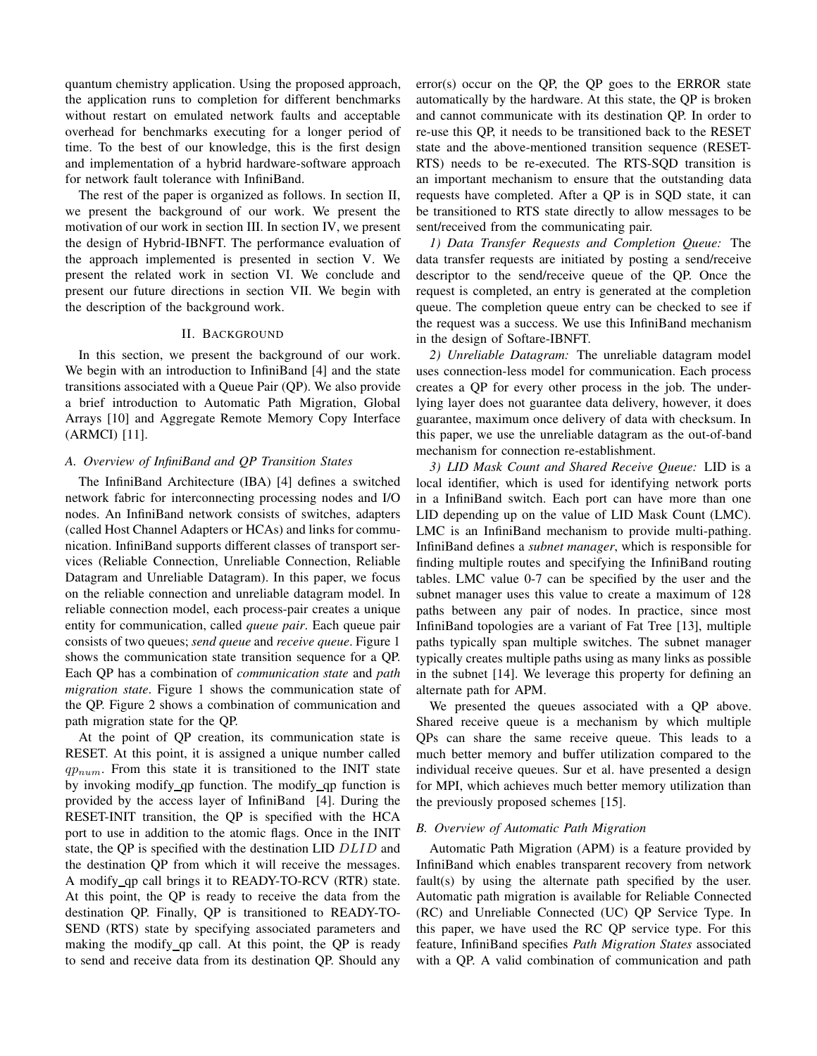quantum chemistry application. Using the proposed approach, the application runs to completion for different benchmarks without restart on emulated network faults and acceptable overhead for benchmarks executing for a longer period of time. To the best of our knowledge, this is the first design and implementation of a hybrid hardware-software approach for network fault tolerance with InfiniBand.

The rest of the paper is organized as follows. In section II, we present the background of our work. We present the motivation of our work in section III. In section IV, we present the design of Hybrid-IBNFT. The performance evaluation of the approach implemented is presented in section V. We present the related work in section VI. We conclude and present our future directions in section VII. We begin with the description of the background work.

## II. Background

In this section, we present the background of our work. We begin with an introduction to InfiniBand [4] and the state transitions associated with a Queue Pair (QP). We also provide a brief introduction to Automatic Path Migration, Global Arrays [10] and Aggregate Remote Memory Copy Interface (ARMCI) [11].

### A. Overview of InfiniBand and QP Transition States

The InfiniBand Architecture (IBA) [4] defines a switched network fabric for interconnecting processing nodes and I/O nodes. An InfiniBand network consists of switches, adapters (called Host Channel Adapters or HCAs) and links for communication. InfiniBand supports different classes of transport services (Reliable Connection, Unreliable Connection, Reliable Datagram and Unreliable Datagram). In this paper, we focus on the reliable connection and unreliable datagram model. In reliable connection model, each process-pair creates a unique entity for communication, called *queue pair*. Each queue pair consists of two queues; *send queue* and *receive queue*. Figure 1 shows the communication state transition sequence for a QP. Each QP has a combination of *communication state* and *path migration state*. Figure 1 shows the communication state of the QP. Figure 2 shows a combination of communication and path migration state for the QP.

At the point of QP creation, its communication state is RESET. At this point, it is assigned a unique number called $qp_{num}$. From this state it is transitioned to the INIT state by invoking modify_qp function. The modify_qp function is provided by the access layer of InfiniBand [4]. During the RESET-INIT transition, the QP is specified with the HCA port to use in addition to the atomic flags. Once in the INIT state, the QP is specified with the destination LID $DLID$ and the destination QP from which it will receive the messages. A modify_qp call brings it to READY-TO-RCV (RTR) state. At this point, the QP is ready to receive the data from the destination QP. Finally, QP is transitioned to READY-TO-SEND (RTS) state by specifying associated parameters and making the modify_qp call. At this point, the QP is ready to send and receive data from its destination QP. Should any error(s) occur on the QP, the QP goes to the ERROR state automatically by the hardware. At this state, the QP is broken and cannot communicate with its destination QP. In order to re-use this QP, it needs to be transitioned back to the RESET state and the above-mentioned transition sequence (RESET-RTS) needs to be re-executed. The RTS-SQD transition is an important mechanism to ensure that the outstanding data requests have completed. After a QP is in SQD state, it can be transitioned to RTS state directly to allow messages to be sent/received from the communicating pair.

*1) Data Transfer Requests and Completion Queue:* The data transfer requests are initiated by posting a send/receive descriptor to the send/receive queue of the QP. Once the request is completed, an entry is generated at the completion queue. The completion queue entry can be checked to see if the request was a success. We use this InfiniBand mechanism in the design of Softare-IBNFT.

*2) Unreliable Datagram:* The unreliable datagram model uses connection-less model for communication. Each process creates a QP for every other process in the job. The underlying layer does not guarantee data delivery, however, it does guarantee, maximum once delivery of data with checksum. In this paper, we use the unreliable datagram as the out-of-band mechanism for connection re-establishment.

*3) LID Mask Count and Shared Receive Queue:* LID is a local identifier, which is used for identifying network ports in a InfiniBand switch. Each port can have more than one LID depending up on the value of LID Mask Count (LMC). LMC is an InfiniBand mechanism to provide multi-pathing. InfiniBand defines a *subnet manager*, which is responsible for finding multiple routes and specifying the InfiniBand routing tables. LMC value 0-7 can be specified by the user and the subnet manager uses this value to create a maximum of 128 paths between any pair of nodes. In practice, since most InfiniBand topologies are a variant of Fat Tree [13], multiple paths typically span multiple switches. The subnet manager typically creates multiple paths using as many links as possible in the subnet [14]. We leverage this property for defining an alternate path for APM.

We presented the queues associated with a QP above. Shared receive queue is a mechanism by which multiple QPs can share the same receive queue. This leads to a much better memory and buffer utilization compared to the individual receive queues. Sur et al. have presented a design for MPI, which achieves much better memory utilization than the previously proposed schemes [15].

### B. Overview of Automatic Path Migration

Automatic Path Migration (APM) is a feature provided by InfiniBand which enables transparent recovery from network fault(s) by using the alternate path specified by the user. Automatic path migration is available for Reliable Connected (RC) and Unreliable Connected (UC) QP Service Type. In this paper, we have used the RC QP service type. For this feature, InfiniBand specifies *Path Migration States* associated with a QP. A valid combination of communication and path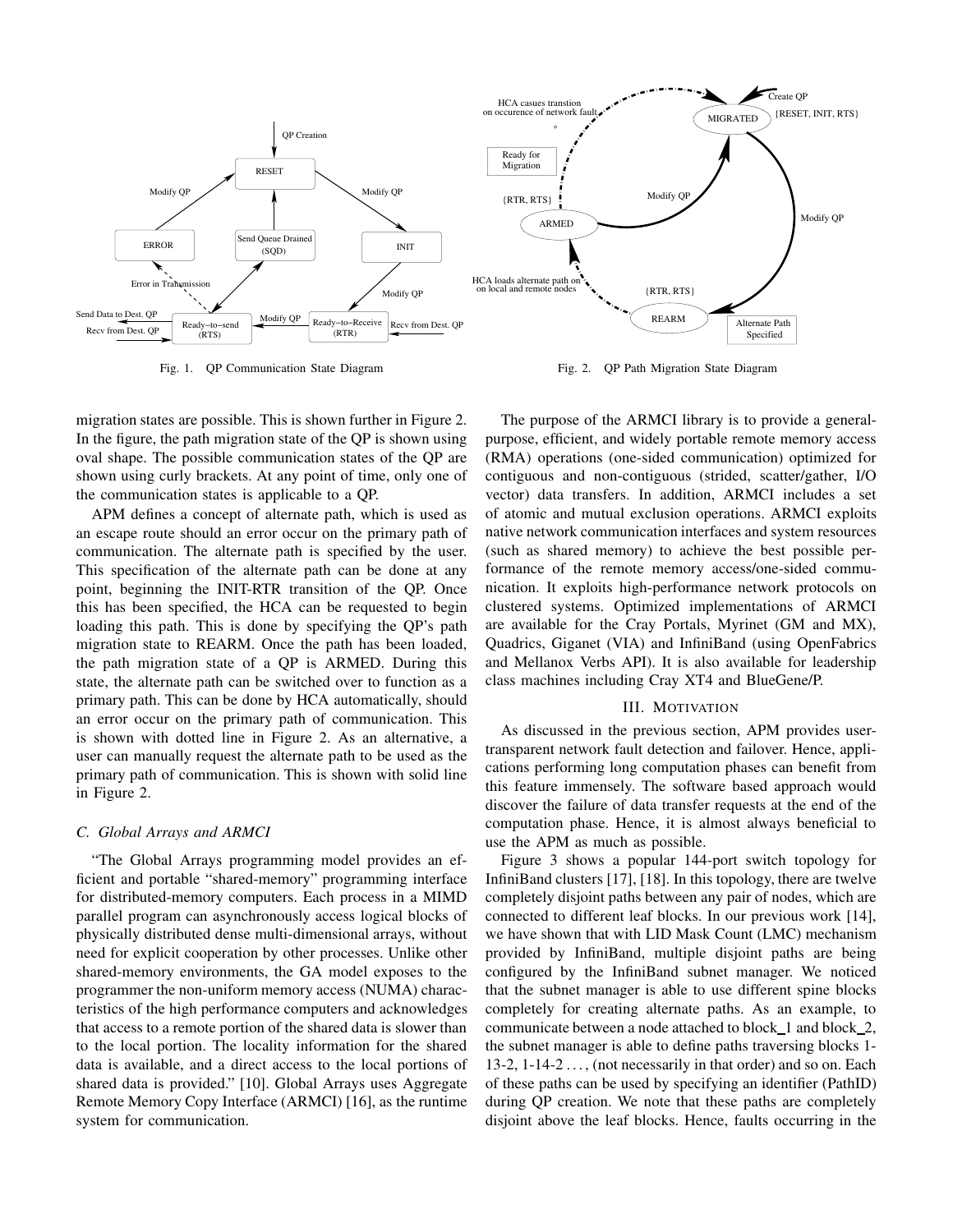QP Creation

RESET

Modify QP

Modify QP

ERROR

Send Queue Drained (SQD)

INIT

Error in Transmission

Modify QP

Send Data to Dest. QP

Recv from Dest. QP

Ready–to–send (RTS)

Modify QP

Ready–to–Receive (RTR)

Recv from Dest. QP

Fig. 1. QP Communication State Diagram

HCA causes transtion on occurence of network fault

Create QP

MIGRATED

{RESET, INIT, RTS}

Ready for Migration

Modify QP

{RTR, RTS}

ARMED

Modify QP

HCA loads alternate path on on local and remote nodes

{RTR, RTS}

REARM

Alternate Path Specified

Fig. 2. QP Path Migration State Diagram

migration states are possible. This is shown further in Figure 2. In the figure, the path migration state of the QP is shown using oval shape. The possible communication states of the QP are shown using curly brackets. At any point of time, only one of the communication states is applicable to a QP.

APM defines a concept of alternate path, which is used as an escape route should an error occur on the primary path of communication. The alternate path is specified by the user. This specification of the alternate path can be done at any point, beginning the INIT-RTR transition of the QP. Once this has been specified, the HCA can be requested to begin loading this path. This is done by specifying the QP's path migration state to REARM. Once the path has been loaded, the path migration state of a QP is ARMED. During this state, the alternate path can be switched over to function as a primary path. This can be done by HCA automatically, should an error occur on the primary path of communication. This is shown with dotted line in Figure 2. As an alternative, a user can manually request the alternate path to be used as the primary path of communication. This is shown with solid line in Figure 2.

### C. Global Arrays and ARMCI

"The Global Arrays programming model provides an efficient and portable "shared-memory" programming interface for distributed-memory computers. Each process in a MIMD parallel program can asynchronously access logical blocks of physically distributed dense multi-dimensional arrays, without need for explicit cooperation by other processes. Unlike other shared-memory environments, the GA model exposes to the programmer the non-uniform memory access (NUMA) characteristics of the high performance computers and acknowledges that access to a remote portion of the shared data is slower than to the local portion. The locality information for the shared data is available, and a direct access to the local portions of shared data is provided." [10]. Global Arrays uses Aggregate Remote Memory Copy Interface (ARMCI) [16], as the runtime system for communication.

The purpose of the ARMCI library is to provide a general-purpose, efficient, and widely portable remote memory access (RMA) operations (one-sided communication) optimized for contiguous and non-contiguous (strided, scatter/gather, I/O vector) data transfers. In addition, ARMCI includes a set of atomic and mutual exclusion operations. ARMCI exploits native network communication interfaces and system resources (such as shared memory) to achieve the best possible performance of the remote memory access/one-sided communication. It exploits high-performance network protocols on clustered systems. Optimized implementations of ARMCI are available for the Cray Portals, Myrinet (GM and MX), Quadrics, Giganet (VIA) and InfiniBand (using OpenFabrics and Mellanox Verbs API). It is also available for leadership class machines including Cray XT4 and BlueGene/P.

## III. Motivation

As discussed in the previous section, APM provides user-transparent network fault detection and failover. Hence, applications performing long computation phases can benefit from this feature immensely. The software based approach would discover the failure of data transfer requests at the end of the computation phase. Hence, it is almost always beneficial to use the APM as much as possible.

Figure 3 shows a popular 144-port switch topology for InfiniBand clusters [17], [18]. In this topology, there are twelve completely disjoint paths between any pair of nodes, which are connected to different leaf blocks. In our previous work [14], we have shown that with LID Mask Count (LMC) mechanism provided by InfiniBand, multiple disjoint paths are being configured by the InfiniBand subnet manager. We noticed that the subnet manager is able to use different spine blocks completely for creating alternate paths. As an example, to communicate between a node attached to block_1 and block_2, the subnet manager is able to define paths traversing blocks 1-13-2, 1-14-2 . . . , (not necessarily in that order) and so on. Each of these paths can be used by specifying an identifier (PathID) during QP creation. We note that these paths are completely disjoint above the leaf blocks. Hence, faults occurring in the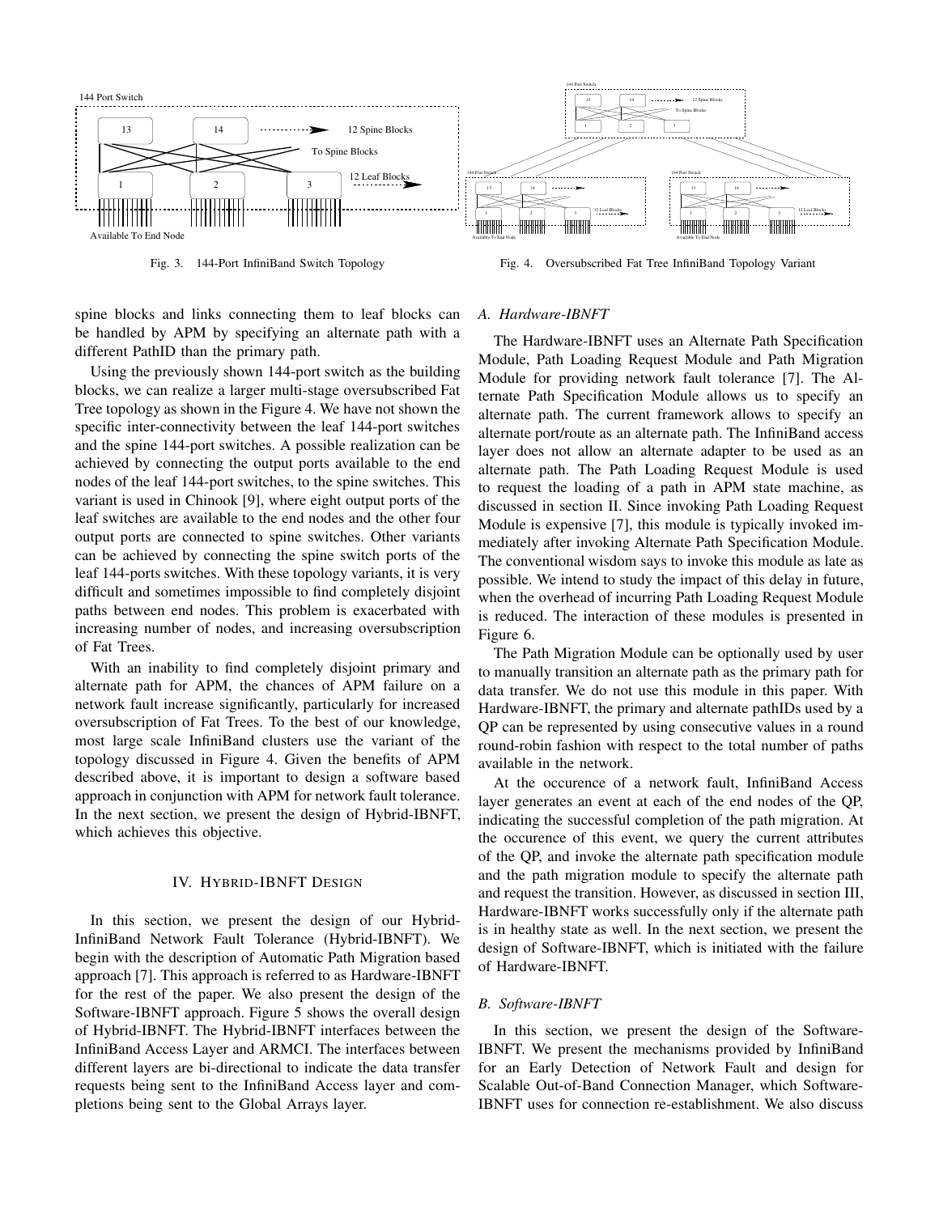Fig. 3. 144-Port InfiniBand Switch Topology

Fig. 4. Oversubscribed Fat Tree InfiniBand Topology Variant

spine blocks and links connecting them to leaf blocks can be handled by APM by specifying an alternate path with a different PathID than the primary path.

Using the previously shown 144-port switch as the building blocks, we can realize a larger multi-stage oversubscribed Fat Tree topology as shown in the Figure 4. We have not shown the specific inter-connectivity between the leaf 144-port switches and the spine 144-port switches. A possible realization can be achieved by connecting the output ports available to the end nodes of the leaf 144-port switches, to the spine switches. This variant is used in Chinook [9], where eight output ports of the leaf switches are available to the end nodes and the other four output ports are connected to spine switches. Other variants can be achieved by connecting the spine switch ports of the leaf 144-ports switches. With these topology variants, it is very difficult and sometimes impossible to find completely disjoint paths between end nodes. This problem is exacerbated with increasing number of nodes, and increasing oversubscription of Fat Trees.

With an inability to find completely disjoint primary and alternate path for APM, the chances of APM failure on a network fault increase significantly, particularly for increased oversubscription of Fat Trees. To the best of our knowledge, most large scale InfiniBand clusters use the variant of the topology discussed in Figure 4. Given the benefits of APM described above, it is important to design a software based approach in conjunction with APM for network fault tolerance. In the next section, we present the design of Hybrid-IBNFT, which achieves this objective.

## IV. Hybrid-IBNFT Design

In this section, we present the design of our Hybrid-InfiniBand Network Fault Tolerance (Hybrid-IBNFT). We begin with the description of Automatic Path Migration based approach [7]. This approach is referred to as Hardware-IBNFT for the rest of the paper. We also present the design of the Software-IBNFT approach. Figure 5 shows the overall design of Hybrid-IBNFT. The Hybrid-IBNFT interfaces between the InfiniBand Access Layer and ARMCI. The interfaces between different layers are bi-directional to indicate the data transfer requests being sent to the InfiniBand Access layer and completions being sent to the Global Arrays layer.

### A. Hardware-IBNFT

The Hardware-IBNFT uses an Alternate Path Specification Module, Path Loading Request Module and Path Migration Module for providing network fault tolerance [7]. The Alternate Path Specification Module allows us to specify an alternate path. The current framework allows to specify an alternate port/route as an alternate path. The InfiniBand access layer does not allow an alternate adapter to be used as an alternate path. The Path Loading Request Module is used to request the loading of a path in APM state machine, as discussed in section II. Since invoking Path Loading Request Module is expensive [7], this module is typically invoked immediately after invoking Alternate Path Specification Module. The conventional wisdom says to invoke this module as late as possible. We intend to study the impact of this delay in future, when the overhead of incurring Path Loading Request Module is reduced. The interaction of these modules is presented in Figure 6.

The Path Migration Module can be optionally used by user to manually transition an alternate path as the primary path for data transfer. We do not use this module in this paper. With Hardware-IBNFT, the primary and alternate pathIDs used by a QP can be represented by using consecutive values in a round round-robin fashion with respect to the total number of paths available in the network.

At the occurence of a network fault, InfiniBand Access layer generates an event at each of the end nodes of the QP, indicating the successful completion of the path migration. At the occurence of this event, we query the current attributes of the QP, and invoke the alternate path specification module and the path migration module to specify the alternate path and request the transition. However, as discussed in section III, Hardware-IBNFT works successfully only if the alternate path is in healthy state as well. In the next section, we present the design of Software-IBNFT, which is initiated with the failure of Hardware-IBNFT.

### B. Software-IBNFT

In this section, we present the design of the Software-IBNFT. We present the mechanisms provided by InfiniBand for an Early Detection of Network Fault and design for Scalable Out-of-Band Connection Manager, which Software-IBNFT uses for connection re-establishment. We also discuss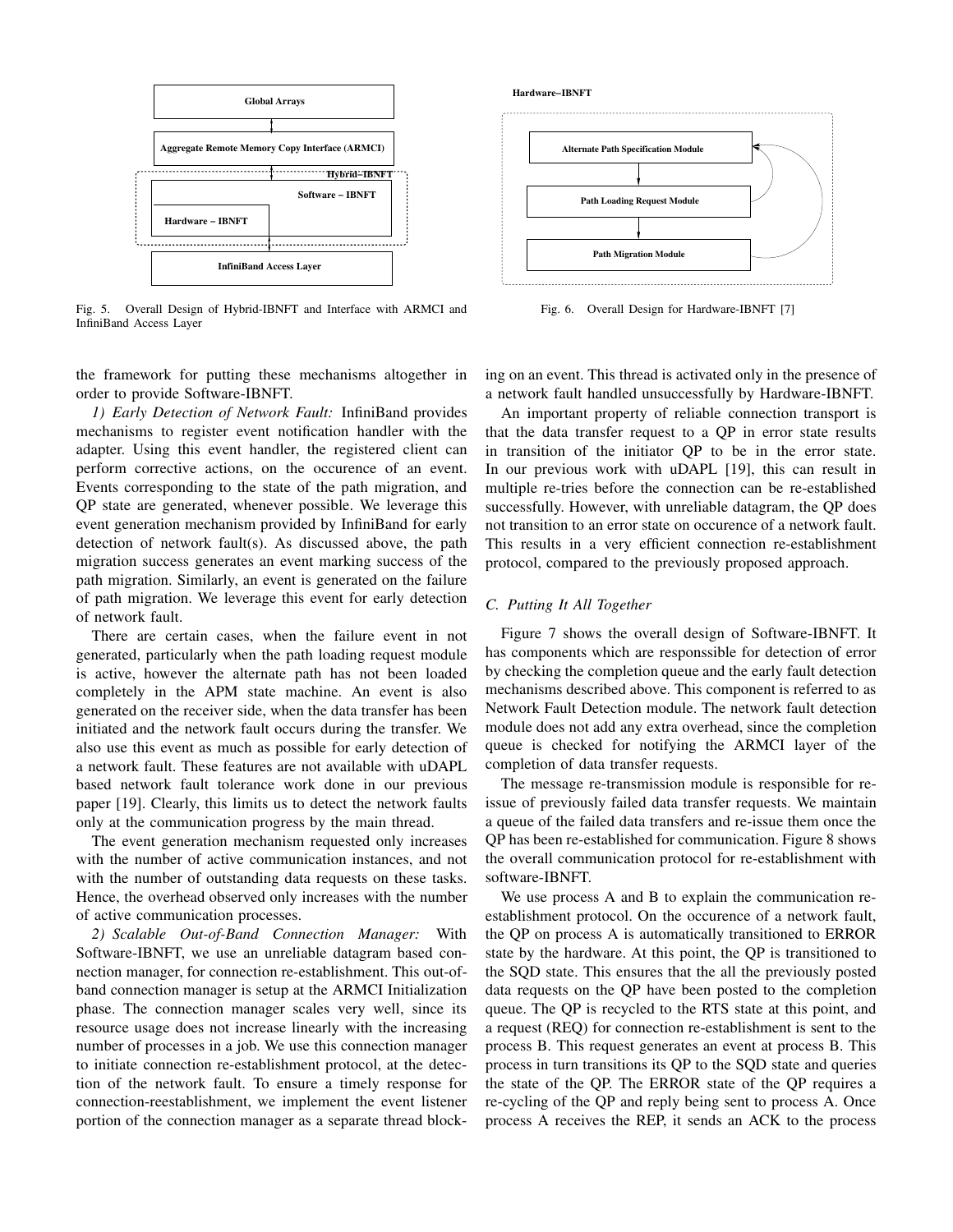Fig. 5. Overall Design of Hybrid-IBNFT and Interface with ARMCI and InfiniBand Access Layer

Fig. 6. Overall Design for Hardware-IBNFT [7]

the framework for putting these mechanisms altogether in order to provide Software-IBNFT.

*1) Early Detection of Network Fault:* InfiniBand provides mechanisms to register event notification handler with the adapter. Using this event handler, the registered client can perform corrective actions, on the occurence of an event. Events corresponding to the state of the path migration, and QP state are generated, whenever possible. We leverage this event generation mechanism provided by InfiniBand for early detection of network fault(s). As discussed above, the path migration success generates an event marking success of the path migration. Similarly, an event is generated on the failure of path migration. We leverage this event for early detection of network fault.

There are certain cases, when the failure event in not generated, particularly when the path loading request module is active, however the alternate path has not been loaded completely in the APM state machine. An event is also generated on the receiver side, when the data transfer has been initiated and the network fault occurs during the transfer. We also use this event as much as possible for early detection of a network fault. These features are not available with uDAPL based network fault tolerance work done in our previous paper [19]. Clearly, this limits us to detect the network faults only at the communication progress by the main thread.

The event generation mechanism requested only increases with the number of active communication instances, and not with the number of outstanding data requests on these tasks. Hence, the overhead observed only increases with the number of active communication processes.

*2) Scalable Out-of-Band Connection Manager:* With Software-IBNFT, we use an unreliable datagram based connection manager, for connection re-establishment. This out-of-band connection manager is setup at the ARMCI Initialization phase. The connection manager scales very well, since its resource usage does not increase linearly with the increasing number of processes in a job. We use this connection manager to initiate connection re-establishment protocol, at the detection of the network fault. To ensure a timely response for connection-reestablishment, we implement the event listener portion of the connection manager as a separate thread blocking on an event. This thread is activated only in the presence of a network fault handled unsuccessfully by Hardware-IBNFT.

An important property of reliable connection transport is that the data transfer request to a QP in error state results in transition of the initiator QP to be in the error state. In our previous work with uDAPL [19], this can result in multiple re-tries before the connection can be re-established successfully. However, with unreliable datagram, the QP does not transition to an error state on occurence of a network fault. This results in a very efficient connection re-establishment protocol, compared to the previously proposed approach.

### *C. Putting It All Together*

Figure 7 shows the overall design of Software-IBNFT. It has components which are responssible for detection of error by checking the completion queue and the early fault detection mechanisms described above. This component is referred to as Network Fault Detection module. The network fault detection module does not add any extra overhead, since the completion queue is checked for notifying the ARMCI layer of the completion of data transfer requests.

The message re-transmission module is responsible for re-issue of previously failed data transfer requests. We maintain a queue of the failed data transfers and re-issue them once the QP has been re-established for communication. Figure 8 shows the overall communication protocol for re-establishment with software-IBNFT.

We use process A and B to explain the communication re-establishment protocol. On the occurence of a network fault, the QP on process A is automatically transitioned to ERROR state by the hardware. At this point, the QP is transitioned to the SQD state. This ensures that the all the previously posted data requests on the QP have been posted to the completion queue. The QP is recycled to the RTS state at this point, and a request (REQ) for connection re-establishment is sent to the process B. This request generates an event at process B. This process in turn transitions its QP to the SQD state and queries the state of the QP. The ERROR state of the QP requires a re-cycling of the QP and reply being sent to process A. Once process A receives the REP, it sends an ACK to the process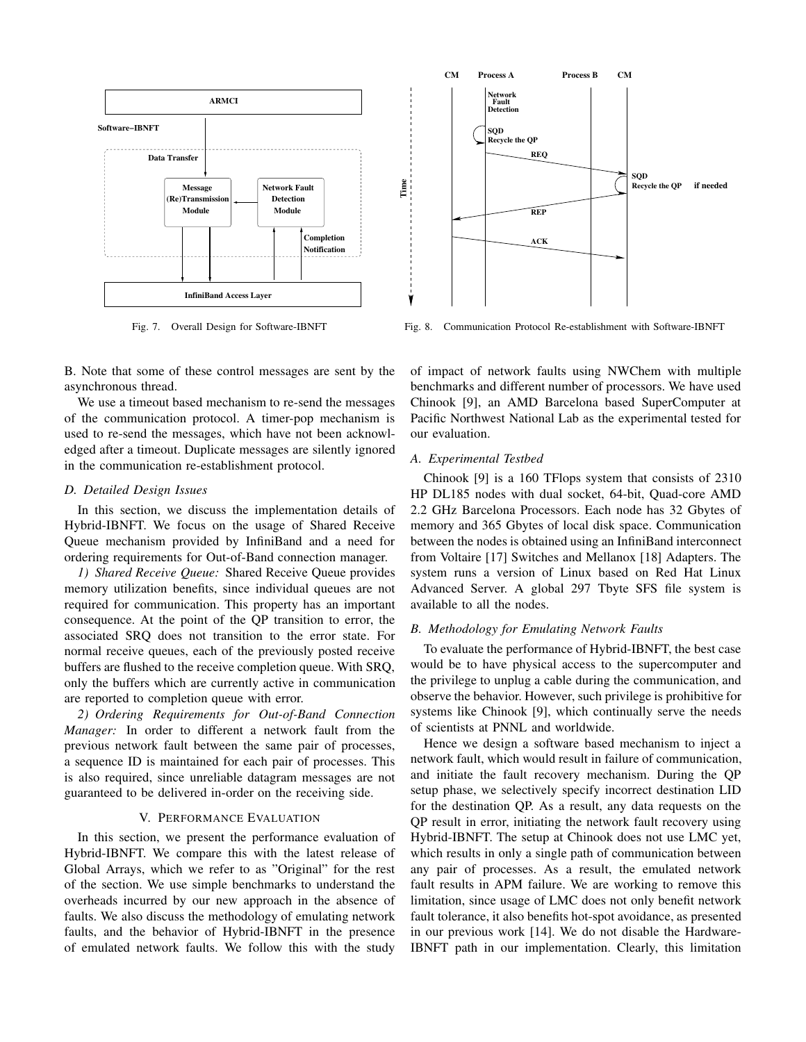Fig. 7. Overall Design for Software-IBNFT

Fig. 8. Communication Protocol Re-establishment with Software-IBNFT

B. Note that some of these control messages are sent by the asynchronous thread.

We use a timeout based mechanism to re-send the messages of the communication protocol. A timer-pop mechanism is used to re-send the messages, which have not been acknowledged after a timeout. Duplicate messages are silently ignored in the communication re-establishment protocol.

### *D. Detailed Design Issues*

In this section, we discuss the implementation details of Hybrid-IBNFT. We focus on the usage of Shared Receive Queue mechanism provided by InfiniBand and a need for ordering requirements for Out-of-Band connection manager.

*1) Shared Receive Queue:* Shared Receive Queue provides memory utilization benefits, since individual queues are not required for communication. This property has an important consequence. At the point of the QP transition to error, the associated SRQ does not transition to the error state. For normal receive queues, each of the previously posted receive buffers are flushed to the receive completion queue. With SRQ, only the buffers which are currently active in communication are reported to completion queue with error.

*2) Ordering Requirements for Out-of-Band Connection Manager:* In order to different a network fault from the previous network fault between the same pair of processes, a sequence ID is maintained for each pair of processes. This is also required, since unreliable datagram messages are not guaranteed to be delivered in-order on the receiving side.

## V. Performance Evaluation

In this section, we present the performance evaluation of Hybrid-IBNFT. We compare this with the latest release of Global Arrays, which we refer to as "Original" for the rest of the section. We use simple benchmarks to understand the overheads incurred by our new approach in the absence of faults. We also discuss the methodology of emulating network faults, and the behavior of Hybrid-IBNFT in the presence of emulated network faults. We follow this with the study of impact of network faults using NWChem with multiple benchmarks and different number of processors. We have used Chinook [9], an AMD Barcelona based SuperComputer at Pacific Northwest National Lab as the experimental tested for our evaluation.

### *A. Experimental Testbed*

Chinook [9] is a 160 TFlops system that consists of 2310 HP DL185 nodes with dual socket, 64-bit, Quad-core AMD 2.2 GHz Barcelona Processors. Each node has 32 Gbytes of memory and 365 Gbytes of local disk space. Communication between the nodes is obtained using an InfiniBand interconnect from Voltaire [17] Switches and Mellanox [18] Adapters. The system runs a version of Linux based on Red Hat Linux Advanced Server. A global 297 Tbyte SFS file system is available to all the nodes.

### *B. Methodology for Emulating Network Faults*

To evaluate the performance of Hybrid-IBNFT, the best case would be to have physical access to the supercomputer and the privilege to unplug a cable during the communication, and observe the behavior. However, such privilege is prohibitive for systems like Chinook [9], which continually serve the needs of scientists at PNNL and worldwide.

Hence we design a software based mechanism to inject a network fault, which would result in failure of communication, and initiate the fault recovery mechanism. During the QP setup phase, we selectively specify incorrect destination LID for the destination QP. As a result, any data requests on the QP result in error, initiating the network fault recovery using Hybrid-IBNFT. The setup at Chinook does not use LMC yet, which results in only a single path of communication between any pair of processes. As a result, the emulated network fault results in APM failure. We are working to remove this limitation, since usage of LMC does not only benefit network fault tolerance, it also benefits hot-spot avoidance, as presented in our previous work [14]. We do not disable the Hardware-IBNFT path in our implementation. Clearly, this limitation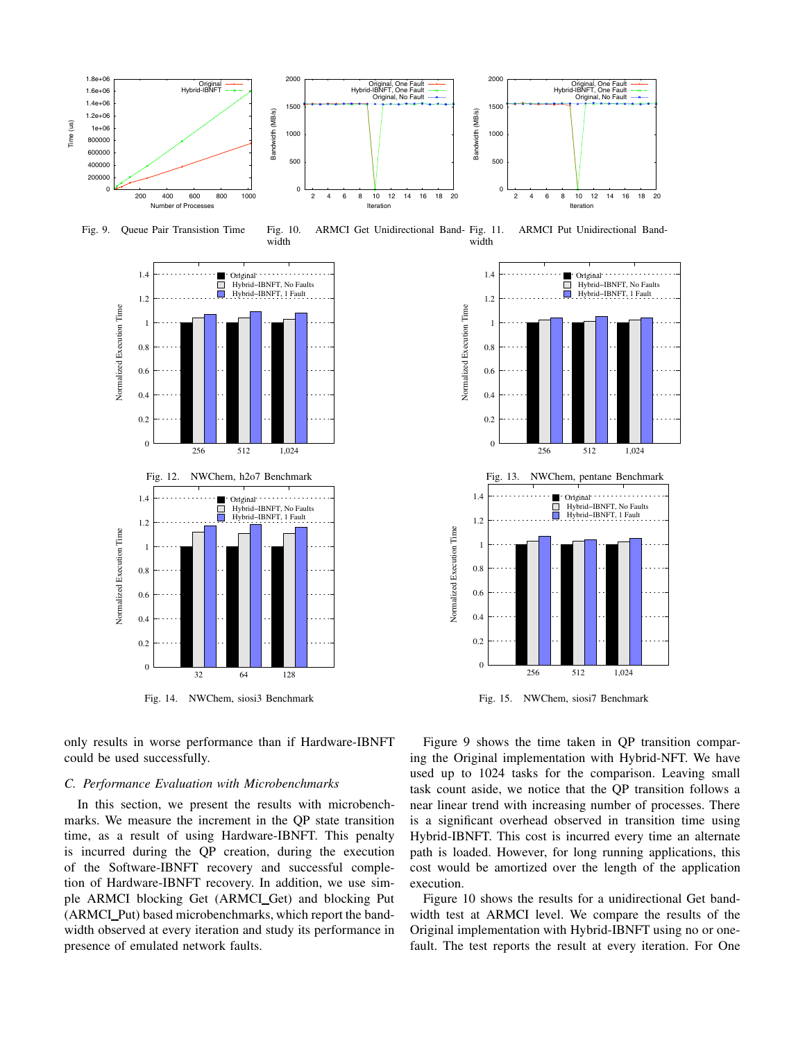Fig. 9. Queue Pair Transistion Time

Fig. 10. ARMCI Get Unidirectional Bandwidth

Fig. 11. ARMCI Put Unidirectional Bandwidth

Fig. 12. NWChem, h2o7 Benchmark

Fig. 13. NWChem, pentane Benchmark

Fig. 14. NWChem, siosi3 Benchmark

Fig. 15. NWChem, siosi7 Benchmark

only results in worse performance than if Hardware-IBNFT could be used successfully.

### C. Performance Evaluation with Microbenchmarks

In this section, we present the results with microbenchmarks. We measure the increment in the QP state transition time, as a result of using Hardware-IBNFT. This penalty is incurred during the QP creation, during the execution of the Software-IBNFT recovery and successful completion of Hardware-IBNFT recovery. In addition, we use simple ARMCI blocking Get (ARMCI_Get) and blocking Put (ARMCI_Put) based microbenchmarks, which report the bandwidth observed at every iteration and study its performance in presence of emulated network faults.

Figure 9 shows the time taken in QP transition comparing the Original implementation with Hybrid-NFT. We have used up to 1024 tasks for the comparison. Leaving small task count aside, we notice that the QP transition follows a near linear trend with increasing number of processes. There is a significant overhead observed in transition time using Hybrid-IBNFT. This cost is incurred every time an alternate path is loaded. However, for long running applications, this cost would be amortized over the length of the application execution.

Figure 10 shows the results for a unidirectional Get bandwidth test at ARMCI level. We compare the results of the Original implementation with Hybrid-IBNFT using no or one-fault. The test reports the result at every iteration. For One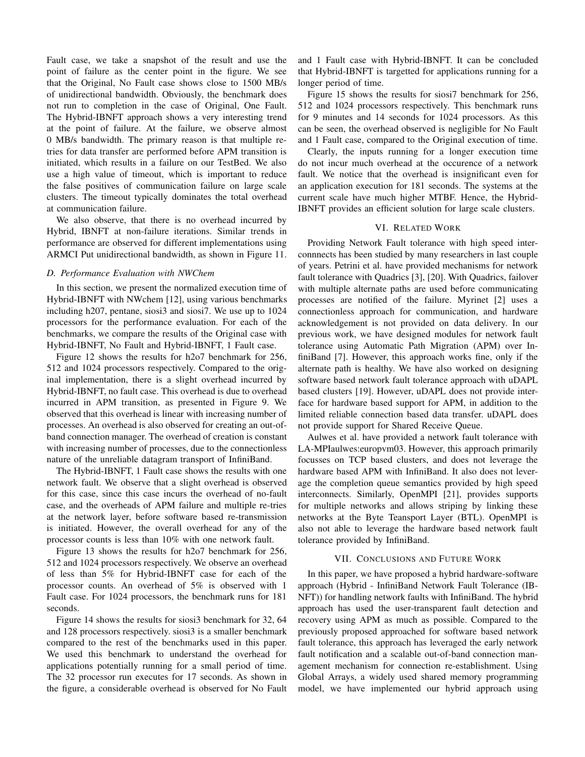Fault case, we take a snapshot of the result and use the point of failure as the center point in the figure. We see that the Original, No Fault case shows close to 1500 MB/s of unidirectional bandwidth. Obviously, the benchmark does not run to completion in the case of Original, One Fault. The Hybrid-IBNFT approach shows a very interesting trend at the point of failure. At the failure, we observe almost 0 MB/s bandwidth. The primary reason is that multiple retries for data transfer are performed before APM transition is initiated, which results in a failure on our TestBed. We also use a high value of timeout, which is important to reduce the false positives of communication failure on large scale clusters. The timeout typically dominates the total overhead at communication failure.

We also observe, that there is no overhead incurred by Hybrid, IBNFT at non-failure iterations. Similar trends in performance are observed for different implementations using ARMCI Put unidirectional bandwidth, as shown in Figure 11.

### D. Performance Evaluation with NWChem

In this section, we present the normalized execution time of Hybrid-IBNFT with NWchem [12], using various benchmarks including h207, pentane, siosi3 and siosi7. We use up to 1024 processors for the performance evaluation. For each of the benchmarks, we compare the results of the Original case with Hybrid-IBNFT, No Fault and Hybrid-IBNFT, 1 Fault case.

Figure 12 shows the results for h2o7 benchmark for 256, 512 and 1024 processors respectively. Compared to the original implementation, there is a slight overhead incurred by Hybrid-IBNFT, no fault case. This overhead is due to overhead incurred in APM transition, as presented in Figure 9. We observed that this overhead is linear with increasing number of processes. An overhead is also observed for creating an out-of-band connection manager. The overhead of creation is constant with increasing number of processes, due to the connectionless nature of the unreliable datagram transport of InfiniBand.

The Hybrid-IBNFT, 1 Fault case shows the results with one network fault. We observe that a slight overhead is observed for this case, since this case incurs the overhead of no-fault case, and the overheads of APM failure and multiple re-tries at the network layer, before software based re-transmission is initiated. However, the overall overhead for any of the processor counts is less than 10% with one network fault.

Figure 13 shows the results for h2o7 benchmark for 256, 512 and 1024 processors respectively. We observe an overhead of less than 5% for Hybrid-IBNFT case for each of the processor counts. An overhead of 5% is observed with 1 Fault case. For 1024 processors, the benchmark runs for 181 seconds.

Figure 14 shows the results for siosi3 benchmark for 32, 64 and 128 processors respectively. siosi3 is a smaller benchmark compared to the rest of the benchmarks used in this paper. We used this benchmark to understand the overhead for applications potentially running for a small period of time. The 32 processor run executes for 17 seconds. As shown in the figure, a considerable overhead is observed for No Fault and 1 Fault case with Hybrid-IBNFT. It can be concluded that Hybrid-IBNFT is targetted for applications running for a longer period of time.

Figure 15 shows the results for siosi7 benchmark for 256, 512 and 1024 processors respectively. This benchmark runs for 9 minutes and 14 seconds for 1024 processors. As this can be seen, the overhead observed is negligible for No Fault and 1 Fault case, compared to the Original execution of time.

Clearly, the inputs running for a longer execution time do not incur much overhead at the occurence of a network fault. We notice that the overhead is insignificant even for an application execution for 181 seconds. The systems at the current scale have much higher MTBF. Hence, the Hybrid-IBNFT provides an efficient solution for large scale clusters.

## VI. Related Work

Providing Network Fault tolerance with high speed interconnnects has been studied by many researchers in last couple of years. Petrini et al. have provided mechanisms for network fault tolerance with Quadrics [3], [20]. With Quadrics, failover with multiple alternate paths are used before communicating processes are notified of the failure. Myrinet [2] uses a connectionless approach for communication, and hardware acknowledgement is not provided on data delivery. In our previous work, we have designed modules for network fault tolerance using Automatic Path Migration (APM) over InfiniBand [7]. However, this approach works fine, only if the alternate path is healthy. We have also worked on designing software based network fault tolerance approach with uDAPL based clusters [19]. However, uDAPL does not provide interface for hardware based support for APM, in addition to the limited reliable connection based data transfer. uDAPL does not provide support for Shared Receive Queue.

Aulwes et al. have provided a network fault tolerance with LA-MPIaulwes:europvm03. However, this approach primarily focusses on TCP based clusters, and does not leverage the hardware based APM with InfiniBand. It also does not leverage the completion queue semantics provided by high speed interconnects. Similarly, OpenMPI [21], provides supports for multiple networks and allows striping by linking these networks at the Byte Teansport Layer (BTL). OpenMPI is also not able to leverage the hardware based network fault tolerance provided by InfiniBand.

## VII. Conclusions and Future Work

In this paper, we have proposed a hybrid hardware-software approach (Hybrid - InfiniBand Network Fault Tolerance (IBNFT)) for handling network faults with InfiniBand. The hybrid approach has used the user-transparent fault detection and recovery using APM as much as possible. Compared to the previously proposed approached for software based network fault tolerance, this approach has leveraged the early network fault notification and a scalable out-of-band connection management mechanism for connection re-establishment. Using Global Arrays, a widely used shared memory programming model, we have implemented our hybrid approach using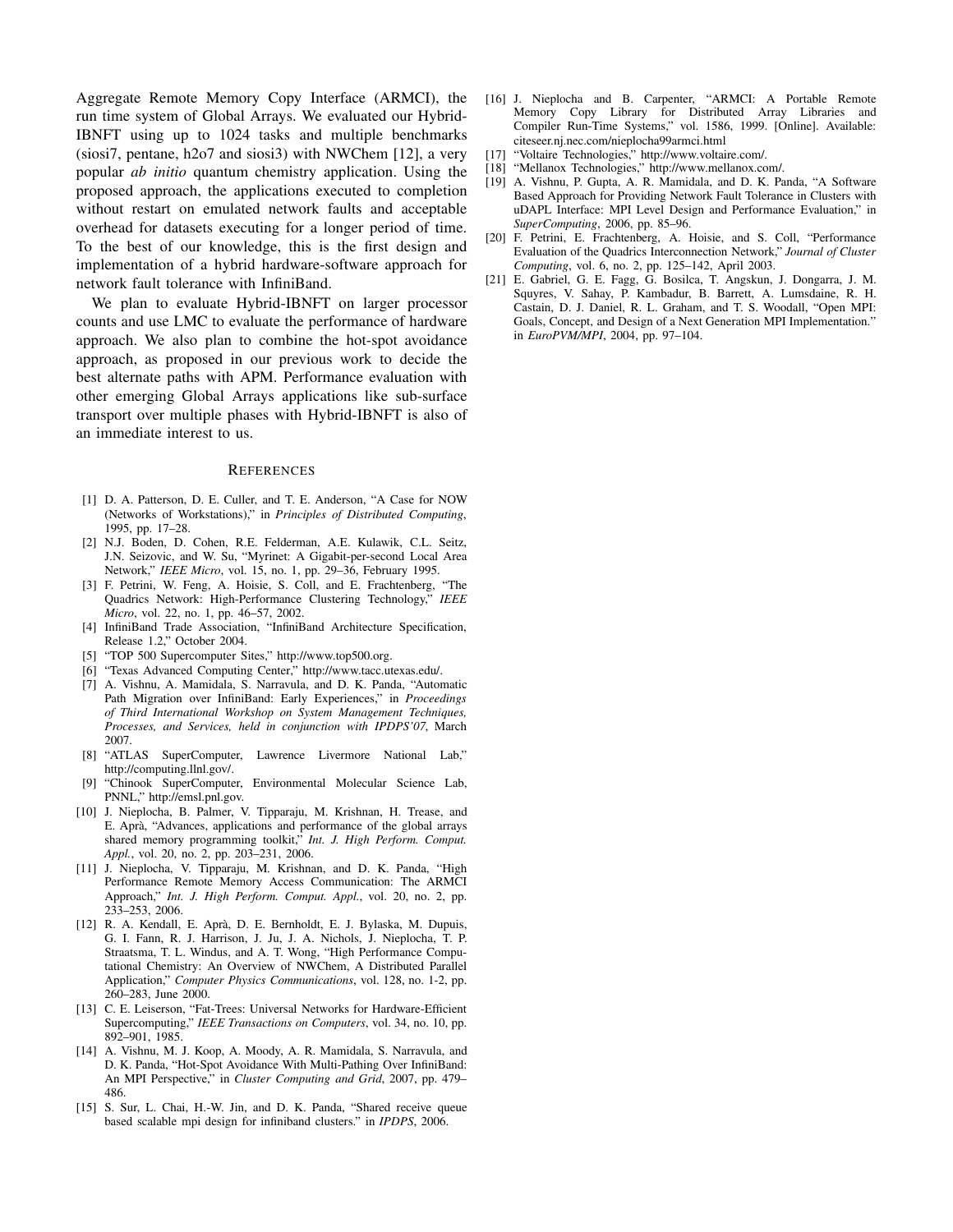Aggregate Remote Memory Copy Interface (ARMCI), the run time system of Global Arrays. We evaluated our Hybrid-IBNFT using up to 1024 tasks and multiple benchmarks (siosi7, pentane, h2o7 and siosi3) with NWChem [12], a very popular *ab initio* quantum chemistry application. Using the proposed approach, the applications executed to completion without restart on emulated network faults and acceptable overhead for datasets executing for a longer period of time. To the best of our knowledge, this is the first design and implementation of a hybrid hardware-software approach for network fault tolerance with InfiniBand.

We plan to evaluate Hybrid-IBNFT on larger processor counts and use LMC to evaluate the performance of hardware approach. We also plan to combine the hot-spot avoidance approach, as proposed in our previous work to decide the best alternate paths with APM. Performance evaluation with other emerging Global Arrays applications like sub-surface transport over multiple phases with Hybrid-IBNFT is also of an immediate interest to us.

## References

[1] D. A. Patterson, D. E. Culler, and T. E. Anderson, "A Case for NOW (Networks of Workstations)," in *Principles of Distributed Computing*, 1995, pp. 17–28.

[2] N.J. Boden, D. Cohen, R.E. Felderman, A.E. Kulawik, C.L. Seitz, J.N. Seizovic, and W. Su, "Myrinet: A Gigabit-per-second Local Area Network," *IEEE Micro*, vol. 15, no. 1, pp. 29–36, February 1995.

[3] F. Petrini, W. Feng, A. Hoisie, S. Coll, and E. Frachtenberg, "The Quadrics Network: High-Performance Clustering Technology," *IEEE Micro*, vol. 22, no. 1, pp. 46–57, 2002.

[4] InfiniBand Trade Association, "InfiniBand Architecture Specification, Release 1.2," October 2004.

[5] "TOP 500 Supercomputer Sites," http://www.top500.org.

[6] "Texas Advanced Computing Center," http://www.tacc.utexas.edu/.

[7] A. Vishnu, A. Mamidala, S. Narravula, and D. K. Panda, "Automatic Path Migration over InfiniBand: Early Experiences," in *Proceedings of Third International Workshop on System Management Techniques, Processes, and Services, held in conjunction with IPDPS'07*, March 2007.

[8] "ATLAS SuperComputer, Lawrence Livermore National Lab," http://computing.llnl.gov/.

[9] "Chinook SuperComputer, Environmental Molecular Science Lab, PNNL," http://emsl.pnl.gov.

[10] J. Nieplocha, B. Palmer, V. Tipparaju, M. Krishnan, H. Trease, and E. Aprà, "Advances, applications and performance of the global arrays shared memory programming toolkit," *Int. J. High Perform. Comput. Appl.*, vol. 20, no. 2, pp. 203–231, 2006.

[11] J. Nieplocha, V. Tipparaju, M. Krishnan, and D. K. Panda, "High Performance Remote Memory Access Communication: The ARMCI Approach," *Int. J. High Perform. Comput. Appl.*, vol. 20, no. 2, pp. 233–253, 2006.

[12] R. A. Kendall, E. Aprà, D. E. Bernholdt, E. J. Bylaska, M. Dupuis, G. I. Fann, R. J. Harrison, J. Ju, J. A. Nichols, J. Nieplocha, T. P. Straatsma, T. L. Windus, and A. T. Wong, "High Performance Computational Chemistry: An Overview of NWChem, A Distributed Parallel Application," *Computer Physics Communications*, vol. 128, no. 1-2, pp. 260–283, June 2000.

[13] C. E. Leiserson, "Fat-Trees: Universal Networks for Hardware-Efficient Supercomputing," *IEEE Transactions on Computers*, vol. 34, no. 10, pp. 892–901, 1985.

[14] A. Vishnu, M. J. Koop, A. Moody, A. R. Mamidala, S. Narravula, and D. K. Panda, "Hot-Spot Avoidance With Multi-Pathing Over InfiniBand: An MPI Perspective," in *Cluster Computing and Grid*, 2007, pp. 479–486.

[15] S. Sur, L. Chai, H.-W. Jin, and D. K. Panda, "Shared receive queue based scalable mpi design for infiniband clusters." in *IPDPS*, 2006.

[16] J. Nieplocha and B. Carpenter, "ARMCI: A Portable Remote Memory Copy Library for Distributed Array Libraries and Compiler Run-Time Systems," vol. 1586, 1999. [Online]. Available: citeseer.nj.nec.com/nieplocha99armci.html

[17] "Voltaire Technologies," http://www.voltaire.com/.

[18] "Mellanox Technologies," http://www.mellanox.com/.

[19] A. Vishnu, P. Gupta, A. R. Mamidala, and D. K. Panda, "A Software Based Approach for Providing Network Fault Tolerance in Clusters with uDAPL Interface: MPI Level Design and Performance Evaluation," in *SuperComputing*, 2006, pp. 85–96.

[20] F. Petrini, E. Frachtenberg, A. Hoisie, and S. Coll, "Performance Evaluation of the Quadrics Interconnection Network," *Journal of Cluster Computing*, vol. 6, no. 2, pp. 125–142, April 2003.

[21] E. Gabriel, G. E. Fagg, G. Bosilca, T. Angskun, J. Dongarra, J. M. Squyres, V. Sahay, P. Kambadur, B. Barrett, A. Lumsdaine, R. H. Castain, D. J. Daniel, R. L. Graham, and T. S. Woodall, "Open MPI: Goals, Concept, and Design of a Next Generation MPI Implementation." in *EuroPVM/MPI*, 2004, pp. 97–104.